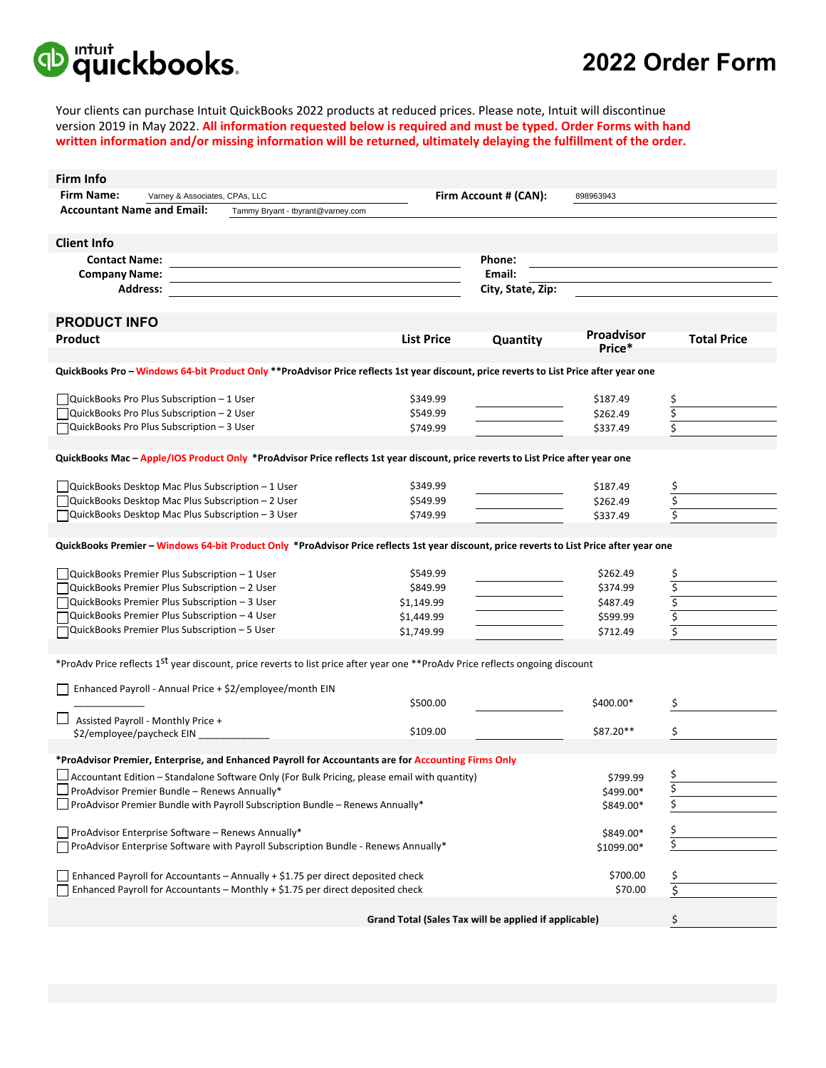# quickbooks 2022 Order Form

Your clients can purchase Intuit QuickBooks 2022 products at reduced prices. Please note, Intuit will discontinue version 2019 in May 2022. **All information requested below is required and must be typed. Order Forms with hand written information and/or missing information will be returned, ultimately delaying the fulfillment of the order.**

## Firm Info

**Firm Name:** Varney & Associates, CPAs, LLC
**Firm Account # (CAN):** 898963943
**Accountant Name and Email:** Tammy Bryant - tbyrant@varney.com

## Client Info

**Contact Name:**
**Phone:**
**Company Name:**
**Email:**
**Address:**
**City, State, Zip:**

## PRODUCT INFO

| Product | List Price | Quantity | Proadvisor Price* | Total Price |
|---|---|---|---|---|
| **QuickBooks Pro – Windows 64-bit Product Only \*\*ProAdvisor Price reflects 1st year discount, price reverts to List Price after year one** | | | | |
| ☐ QuickBooks Pro Plus Subscription – 1 User | $349.99 | | $187.49 | $ |
| ☐ QuickBooks Pro Plus Subscription – 2 User | $549.99 | | $262.49 | $ |
| ☐ QuickBooks Pro Plus Subscription – 3 User | $749.99 | | $337.49 | $ |
| **QuickBooks Mac – Apple/IOS Product Only \*ProAdvisor Price reflects 1st year discount, price reverts to List Price after year one** | | | | |
| ☐ QuickBooks Desktop Mac Plus Subscription – 1 User | $349.99 | | $187.49 | $ |
| ☐ QuickBooks Desktop Mac Plus Subscription – 2 User | $549.99 | | $262.49 | $ |
| ☐ QuickBooks Desktop Mac Plus Subscription – 3 User | $749.99 | | $337.49 | $ |
| **QuickBooks Premier – Windows 64-bit Product Only \*ProAdvisor Price reflects 1st year discount, price reverts to List Price after year one** | | | | |
| ☐ QuickBooks Premier Plus Subscription – 1 User | $549.99 | | $262.49 | $ |
| ☐ QuickBooks Premier Plus Subscription – 2 User | $849.99 | | $374.99 | $ |
| ☐ QuickBooks Premier Plus Subscription – 3 User | $1,149.99 | | $487.49 | $ |
| ☐ QuickBooks Premier Plus Subscription – 4 User | $1,449.99 | | $599.99 | $ |
| ☐ QuickBooks Premier Plus Subscription – 5 User | $1,749.99 | | $712.49 | $ |

\*ProAdv Price reflects 1st year discount, price reverts to list price after year one \*\*ProAdv Price reflects ongoing discount

| Product | List Price | Quantity | Proadvisor Price | Total Price |
|---|---|---|---|---|
| ☐ Enhanced Payroll - Annual Price + $2/employee/month EIN ____________ | $500.00 | | $400.00* | $ |
| ☐ Assisted Payroll - Monthly Price + $2/employee/paycheck EIN ____________ | $109.00 | | $87.20** | $ |

**\*ProAdvisor Premier, Enterprise, and Enhanced Payroll for Accountants are for Accounting Firms Only**

| Product | Price | Total Price |
|---|---|---|
| ☐ Accountant Edition – Standalone Software Only (For Bulk Pricing, please email with quantity) | $799.99 | $ |
| ☐ ProAdvisor Premier Bundle – Renews Annually* | $499.00* | $ |
| ☐ ProAdvisor Premier Bundle with Payroll Subscription Bundle – Renews Annually* | $849.00* | $ |
| ☐ ProAdvisor Enterprise Software – Renews Annually* | $849.00* | $ |
| ☐ ProAdvisor Enterprise Software with Payroll Subscription Bundle - Renews Annually* | $1099.00* | $ |
| ☐ Enhanced Payroll for Accountants – Annually + $1.75 per direct deposited check | $700.00 | $ |
| ☐ Enhanced Payroll for Accountants – Monthly + $1.75 per direct deposited check | $70.00 | $ |

**Grand Total (Sales Tax will be applied if applicable)** $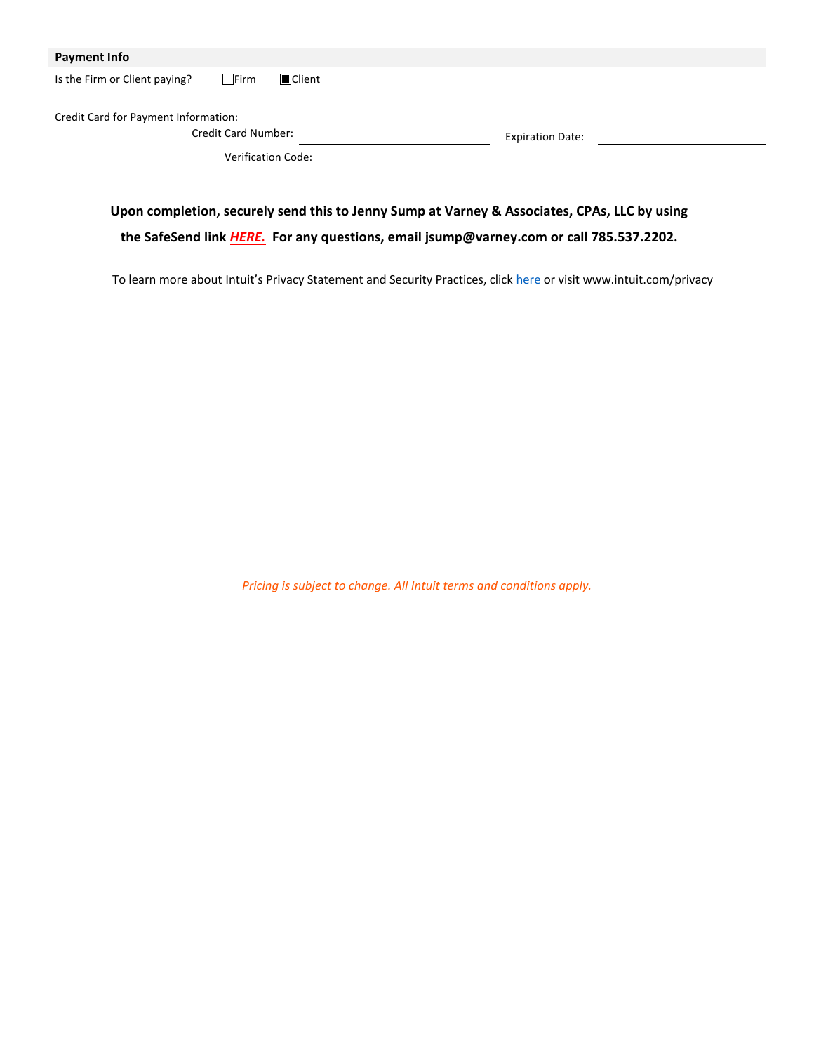## Payment Info

Is the Firm or Client paying? ☐ Firm ☒ Client

Credit Card for Payment Information:

Credit Card Number: \_\_\_\_\_\_\_\_\_\_\_\_\_\_\_\_\_\_\_\_ Expiration Date: \_\_\_\_\_\_\_\_\_\_\_\_\_\_\_\_\_\_\_\_

Verification Code:

**Upon completion, securely send this to Jenny Sump at Varney & Associates, CPAs, LLC by using the SafeSend link *HERE.* For any questions, email jsump@varney.com or call 785.537.2202.**

To learn more about Intuit's Privacy Statement and Security Practices, click here or visit www.intuit.com/privacy

*Pricing is subject to change. All Intuit terms and conditions apply.*